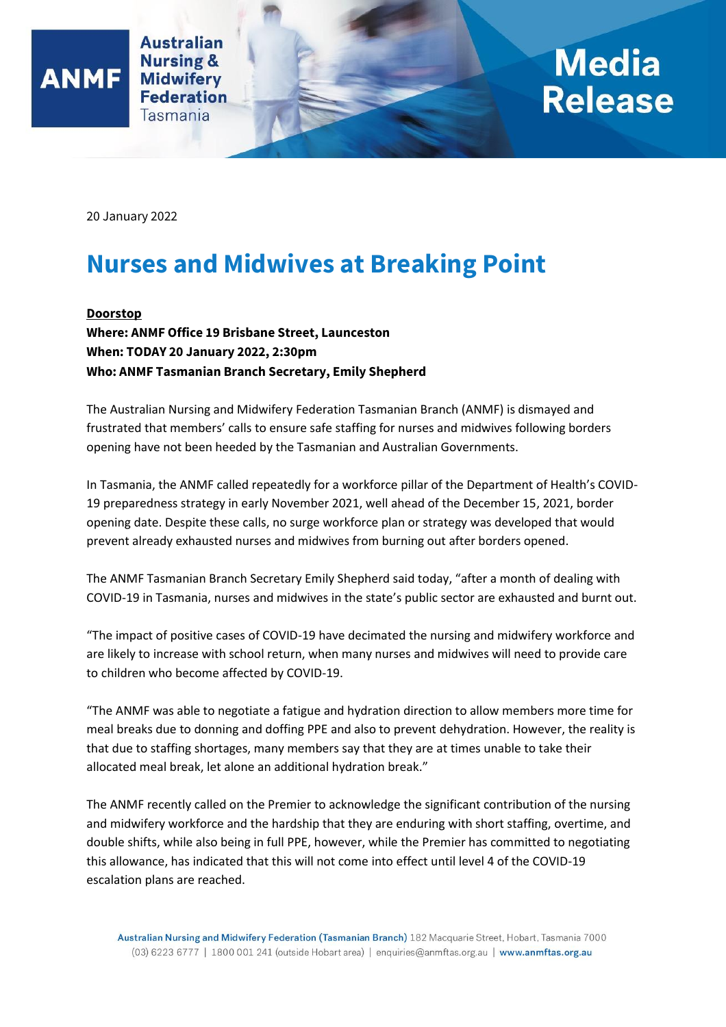ANMF Australian Nursing & Midwifery Federation Tasmania

Media Release

20 January 2022

# Nurses and Midwives at Breaking Point

**Doorstop**
**Where: ANMF Office 19 Brisbane Street, Launceston**
**When: TODAY 20 January 2022, 2:30pm**
**Who: ANMF Tasmanian Branch Secretary, Emily Shepherd**

The Australian Nursing and Midwifery Federation Tasmanian Branch (ANMF) is dismayed and frustrated that members' calls to ensure safe staffing for nurses and midwives following borders opening have not been heeded by the Tasmanian and Australian Governments.

In Tasmania, the ANMF called repeatedly for a workforce pillar of the Department of Health's COVID-19 preparedness strategy in early November 2021, well ahead of the December 15, 2021, border opening date. Despite these calls, no surge workforce plan or strategy was developed that would prevent already exhausted nurses and midwives from burning out after borders opened.

The ANMF Tasmanian Branch Secretary Emily Shepherd said today, "after a month of dealing with COVID-19 in Tasmania, nurses and midwives in the state's public sector are exhausted and burnt out.

"The impact of positive cases of COVID-19 have decimated the nursing and midwifery workforce and are likely to increase with school return, when many nurses and midwives will need to provide care to children who become affected by COVID-19.

"The ANMF was able to negotiate a fatigue and hydration direction to allow members more time for meal breaks due to donning and doffing PPE and also to prevent dehydration. However, the reality is that due to staffing shortages, many members say that they are at times unable to take their allocated meal break, let alone an additional hydration break."

The ANMF recently called on the Premier to acknowledge the significant contribution of the nursing and midwifery workforce and the hardship that they are enduring with short staffing, overtime, and double shifts, while also being in full PPE, however, while the Premier has committed to negotiating this allowance, has indicated that this will not come into effect until level 4 of the COVID-19 escalation plans are reached.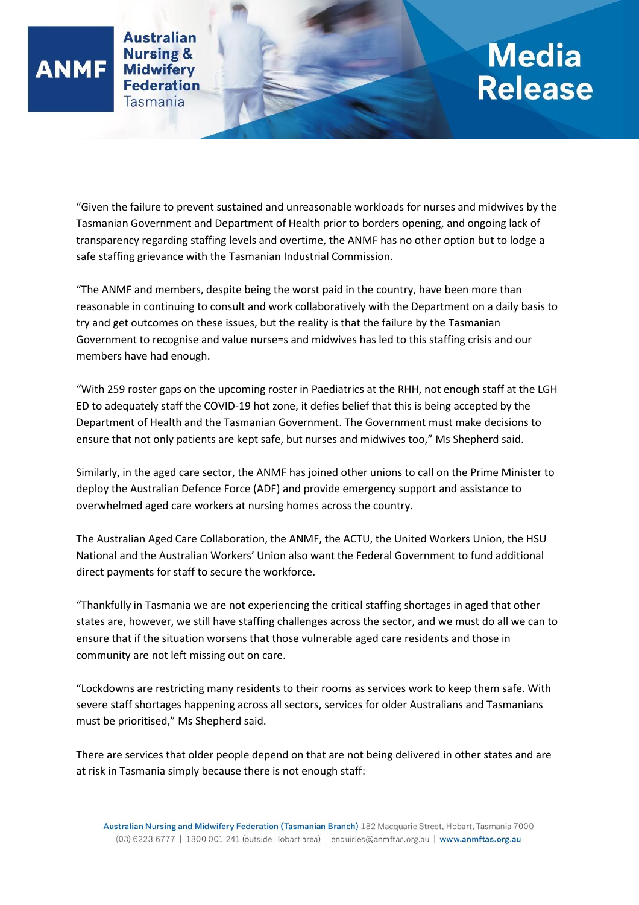"Given the failure to prevent sustained and unreasonable workloads for nurses and midwives by the Tasmanian Government and Department of Health prior to borders opening, and ongoing lack of transparency regarding staffing levels and overtime, the ANMF has no other option but to lodge a safe staffing grievance with the Tasmanian Industrial Commission.

"The ANMF and members, despite being the worst paid in the country, have been more than reasonable in continuing to consult and work collaboratively with the Department on a daily basis to try and get outcomes on these issues, but the reality is that the failure by the Tasmanian Government to recognise and value nurse=s and midwives has led to this staffing crisis and our members have had enough.

"With 259 roster gaps on the upcoming roster in Paediatrics at the RHH, not enough staff at the LGH ED to adequately staff the COVID-19 hot zone, it defies belief that this is being accepted by the Department of Health and the Tasmanian Government. The Government must make decisions to ensure that not only patients are kept safe, but nurses and midwives too," Ms Shepherd said.

Similarly, in the aged care sector, the ANMF has joined other unions to call on the Prime Minister to deploy the Australian Defence Force (ADF) and provide emergency support and assistance to overwhelmed aged care workers at nursing homes across the country.

The Australian Aged Care Collaboration, the ANMF, the ACTU, the United Workers Union, the HSU National and the Australian Workers' Union also want the Federal Government to fund additional direct payments for staff to secure the workforce.

"Thankfully in Tasmania we are not experiencing the critical staffing shortages in aged that other states are, however, we still have staffing challenges across the sector, and we must do all we can to ensure that if the situation worsens that those vulnerable aged care residents and those in community are not left missing out on care.

"Lockdowns are restricting many residents to their rooms as services work to keep them safe. With severe staff shortages happening across all sectors, services for older Australians and Tasmanians must be prioritised," Ms Shepherd said.

There are services that older people depend on that are not being delivered in other states and are at risk in Tasmania simply because there is not enough staff: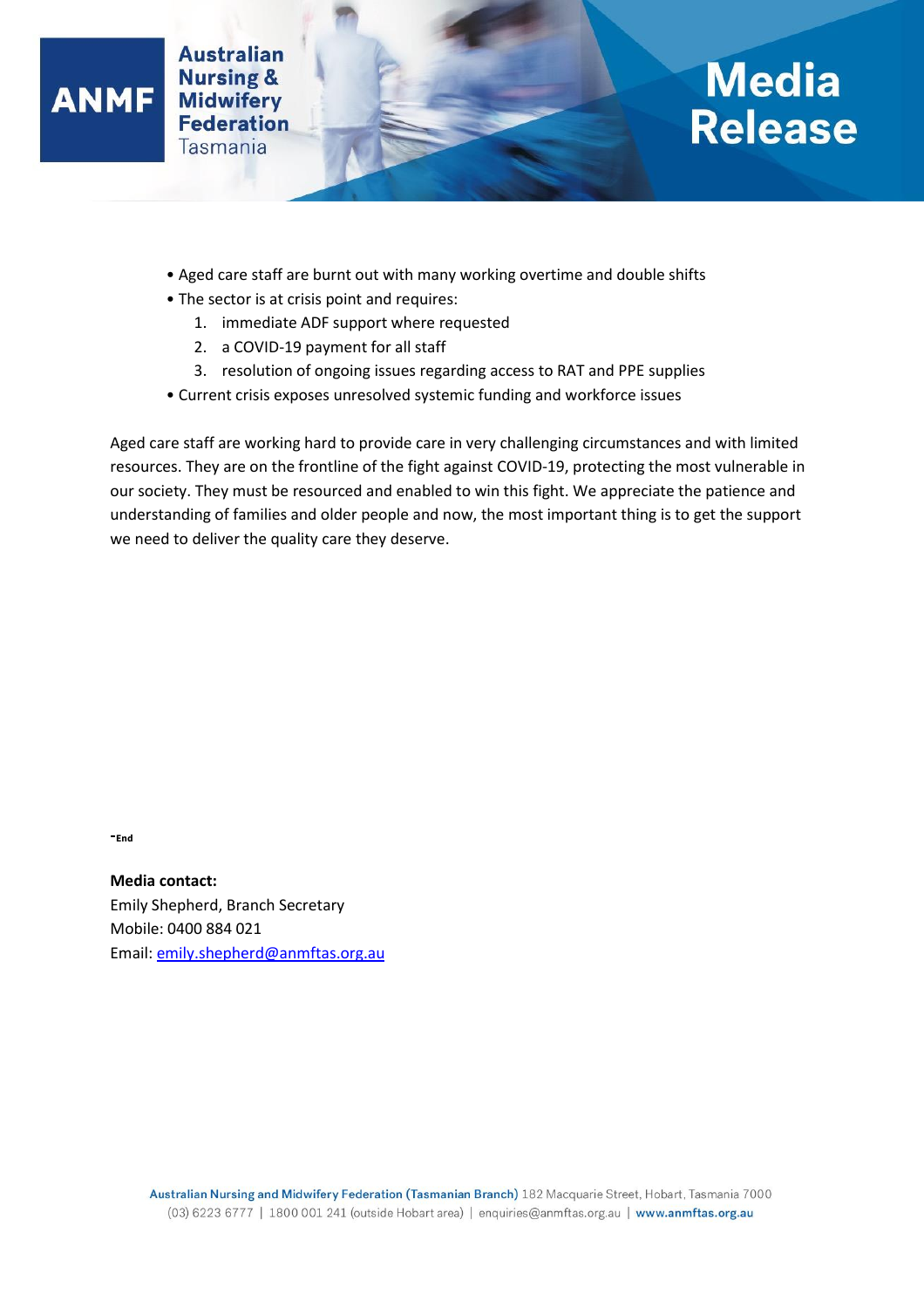- Aged care staff are burnt out with many working overtime and double shifts
- The sector is at crisis point and requires:
    1. immediate ADF support where requested
    2. a COVID-19 payment for all staff
    3. resolution of ongoing issues regarding access to RAT and PPE supplies
- Current crisis exposes unresolved systemic funding and workforce issues

Aged care staff are working hard to provide care in very challenging circumstances and with limited resources. They are on the frontline of the fight against COVID-19, protecting the most vulnerable in our society. They must be resourced and enabled to win this fight. We appreciate the patience and understanding of families and older people and now, the most important thing is to get the support we need to deliver the quality care they deserve.

-End

**Media contact:**
Emily Shepherd, Branch Secretary
Mobile: 0400 884 021
Email: emily.shepherd@anmftas.org.au